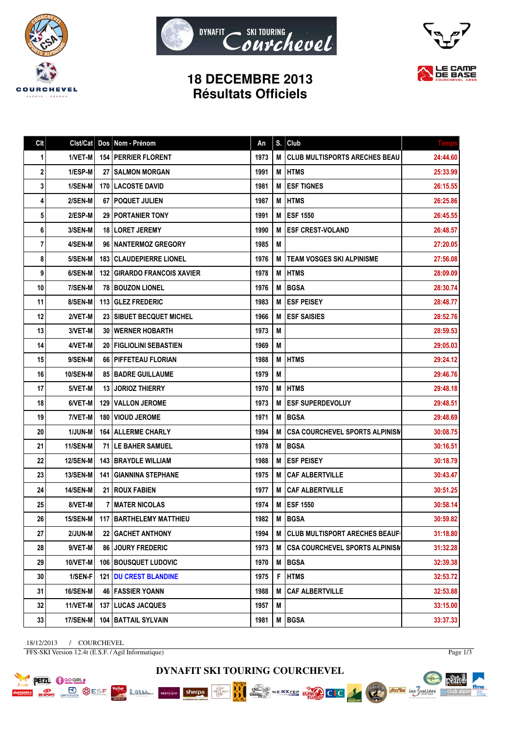# 18 DECEMBRE 2013
## Résultats Officiels

| Clt | Clst/Cat | Dos | Nom - Prénom | An | S. | Club | Temps |
|---|---|---|---|---|---|---|---|
| 1 | 1/VET-M | 154 | PERRIER FLORENT | 1973 | M | CLUB MULTISPORTS ARECHES BEAU | 24:44.60 |
| 2 | 1/ESP-M | 27 | SALMON MORGAN | 1991 | M | HTMS | 25:33.99 |
| 3 | 1/SEN-M | 170 | LACOSTE DAVID | 1981 | M | ESF TIGNES | 26:15.55 |
| 4 | 2/SEN-M | 67 | POQUET JULIEN | 1987 | M | HTMS | 26:25.86 |
| 5 | 2/ESP-M | 29 | PORTANIER TONY | 1991 | M | ESF 1550 | 26:45.55 |
| 6 | 3/SEN-M | 18 | LORET JEREMY | 1990 | M | ESF CREST-VOLAND | 26:48.57 |
| 7 | 4/SEN-M | 96 | NANTERMOZ GREGORY | 1985 | M | | 27:20.05 |
| 8 | 5/SEN-M | 183 | CLAUDEPIERRE LIONEL | 1976 | M | TEAM VOSGES SKI ALPINISME | 27:56.08 |
| 9 | 6/SEN-M | 132 | GIRARDO FRANCOIS XAVIER | 1978 | M | HTMS | 28:09.09 |
| 10 | 7/SEN-M | 78 | BOUZON LIONEL | 1976 | M | BGSA | 28:30.74 |
| 11 | 8/SEN-M | 113 | GLEZ FREDERIC | 1983 | M | ESF PEISEY | 28:48.77 |
| 12 | 2/VET-M | 23 | SIBUET BECQUET MICHEL | 1966 | M | ESF SAISIES | 28:52.76 |
| 13 | 3/VET-M | 30 | WERNER HOBARTH | 1973 | M | | 28:59.53 |
| 14 | 4/VET-M | 20 | FIGLIOLINI SEBASTIEN | 1969 | M | | 29:05.03 |
| 15 | 9/SEN-M | 66 | PIFFETEAU FLORIAN | 1988 | M | HTMS | 29:24.12 |
| 16 | 10/SEN-M | 85 | BADRE GUILLAUME | 1979 | M | | 29:46.76 |
| 17 | 5/VET-M | 13 | JORIOZ THIERRY | 1970 | M | HTMS | 29:48.18 |
| 18 | 6/VET-M | 129 | VALLON JEROME | 1973 | M | ESF SUPERDEVOLUY | 29:48.51 |
| 19 | 7/VET-M | 180 | VIOUD JEROME | 1971 | M | BGSA | 29:48.69 |
| 20 | 1/JUN-M | 164 | ALLERME CHARLY | 1994 | M | CSA COURCHEVEL SPORTS ALPINISM | 30:08.75 |
| 21 | 11/SEN-M | 71 | LE BAHER SAMUEL | 1978 | M | BGSA | 30:16.51 |
| 22 | 12/SEN-M | 143 | BRAYDLE WILLIAM | 1988 | M | ESF PEISEY | 30:18.79 |
| 23 | 13/SEN-M | 141 | GIANNINA STEPHANE | 1975 | M | CAF ALBERTVILLE | 30:43.47 |
| 24 | 14/SEN-M | 21 | ROUX FABIEN | 1977 | M | CAF ALBERTVILLE | 30:51.25 |
| 25 | 8/VET-M | 7 | MATER NICOLAS | 1974 | M | ESF 1550 | 30:58.14 |
| 26 | 15/SEN-M | 117 | BARTHELEMY MATTHIEU | 1982 | M | BGSA | 30:59.82 |
| 27 | 2/JUN-M | 22 | GACHET ANTHONY | 1994 | M | CLUB MULTISPORT ARECHES BEAUF | 31:18.80 |
| 28 | 9/VET-M | 86 | JOURY FREDERIC | 1973 | M | CSA COURCHEVEL SPORTS ALPINISM | 31:32.28 |
| 29 | 10/VET-M | 106 | BOUSQUET LUDOVIC | 1970 | M | BGSA | 32:39.38 |
| 30 | 1/SEN-F | 121 | DU CREST BLANDINE | 1975 | F | HTMS | 32:53.72 |
| 31 | 16/SEN-M | 46 | FASSIER YOANN | 1988 | M | CAF ALBERTVILLE | 32:53.88 |
| 32 | 11/VET-M | 137 | LUCAS JACQUES | 1957 | M | | 33:15.00 |
| 33 | 17/SEN-M | 104 | BATTAIL SYLVAIN | 1981 | M | BGSA | 33:37.33 |

18/12/2013 / COURCHEVEL

FFS-SKI Version 12.4t (E.S.F. / Agil Informatique)

DYNAFIT SKI TOURING COURCHEVEL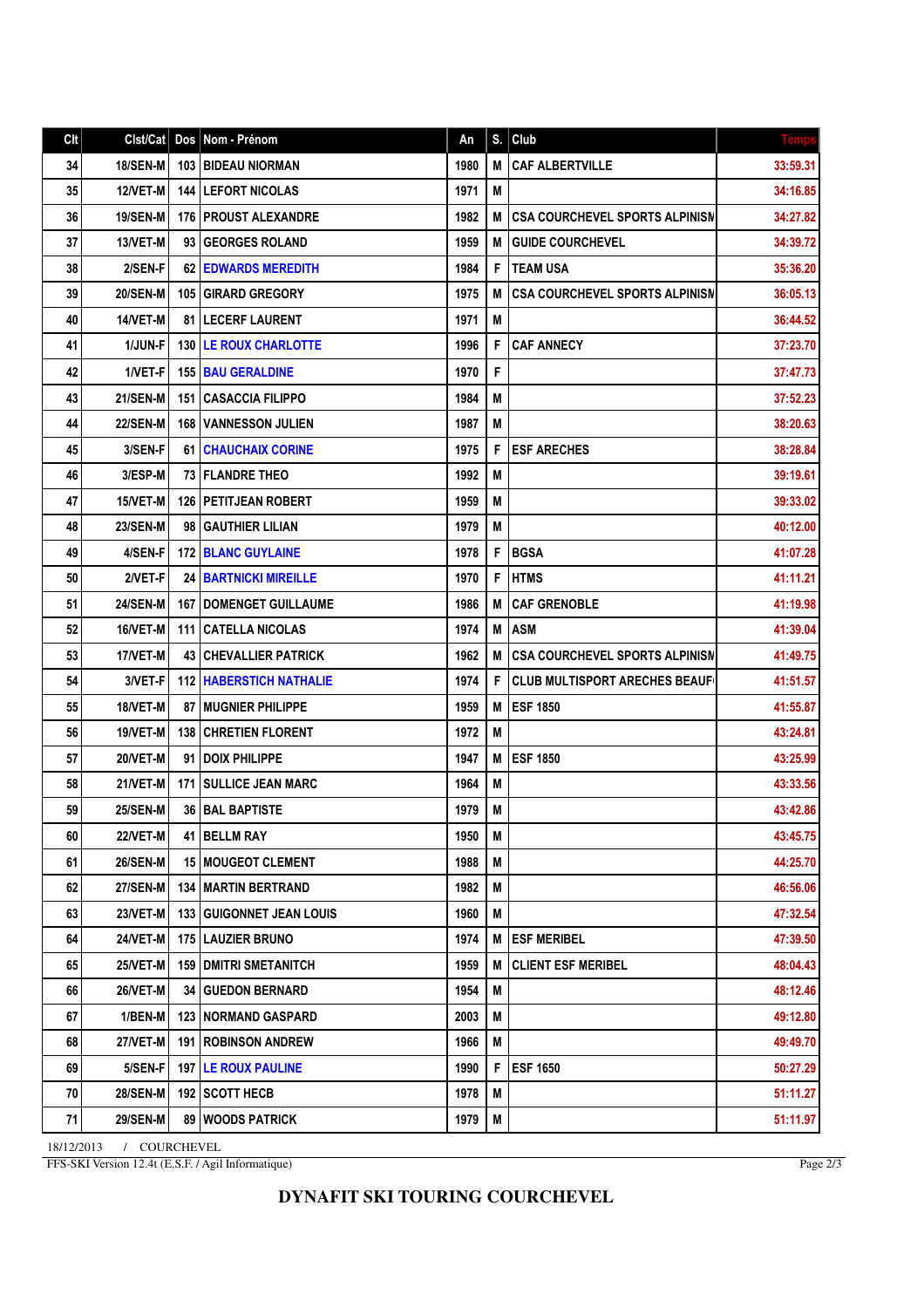| Clt | Clst/Cat | Dos | Nom - Prénom | An | S. | Club | Temps |
|---|---|---|---|---|---|---|---|
| 34 | 18/SEN-M | 103 | BIDEAU NIORMAN | 1980 | M | CAF ALBERTVILLE | 33:59.31 |
| 35 | 12/VET-M | 144 | LEFORT NICOLAS | 1971 | M | | 34:16.85 |
| 36 | 19/SEN-M | 176 | PROUST ALEXANDRE | 1982 | M | CSA COURCHEVEL SPORTS ALPINISM | 34:27.82 |
| 37 | 13/VET-M | 93 | GEORGES ROLAND | 1959 | M | GUIDE COURCHEVEL | 34:39.72 |
| 38 | 2/SEN-F | 62 | EDWARDS MEREDITH | 1984 | F | TEAM USA | 35:36.20 |
| 39 | 20/SEN-M | 105 | GIRARD GREGORY | 1975 | M | CSA COURCHEVEL SPORTS ALPINISM | 36:05.13 |
| 40 | 14/VET-M | 81 | LECERF LAURENT | 1971 | M | | 36:44.52 |
| 41 | 1/JUN-F | 130 | LE ROUX CHARLOTTE | 1996 | F | CAF ANNECY | 37:23.70 |
| 42 | 1/VET-F | 155 | BAU GERALDINE | 1970 | F | | 37:47.73 |
| 43 | 21/SEN-M | 151 | CASACCIA FILIPPO | 1984 | M | | 37:52.23 |
| 44 | 22/SEN-M | 168 | VANNESSON JULIEN | 1987 | M | | 38:20.63 |
| 45 | 3/SEN-F | 61 | CHAUCHAIX CORINE | 1975 | F | ESF ARECHES | 38:28.84 |
| 46 | 3/ESP-M | 73 | FLANDRE THEO | 1992 | M | | 39:19.61 |
| 47 | 15/VET-M | 126 | PETITJEAN ROBERT | 1959 | M | | 39:33.02 |
| 48 | 23/SEN-M | 98 | GAUTHIER LILIAN | 1979 | M | | 40:12.00 |
| 49 | 4/SEN-F | 172 | BLANC GUYLAINE | 1978 | F | BGSA | 41:07.28 |
| 50 | 2/VET-F | 24 | BARTNICKI MIREILLE | 1970 | F | HTMS | 41:11.21 |
| 51 | 24/SEN-M | 167 | DOMENGET GUILLAUME | 1986 | M | CAF GRENOBLE | 41:19.98 |
| 52 | 16/VET-M | 111 | CATELLA NICOLAS | 1974 | M | ASM | 41:39.04 |
| 53 | 17/VET-M | 43 | CHEVALLIER PATRICK | 1962 | M | CSA COURCHEVEL SPORTS ALPINISM | 41:49.75 |
| 54 | 3/VET-F | 112 | HABERSTICH NATHALIE | 1974 | F | CLUB MULTISPORT ARECHES BEAUF | 41:51.57 |
| 55 | 18/VET-M | 87 | MUGNIER PHILIPPE | 1959 | M | ESF 1850 | 41:55.87 |
| 56 | 19/VET-M | 138 | CHRETIEN FLORENT | 1972 | M | | 43:24.81 |
| 57 | 20/VET-M | 91 | DOIX PHILIPPE | 1947 | M | ESF 1850 | 43:25.99 |
| 58 | 21/VET-M | 171 | SULLICE JEAN MARC | 1964 | M | | 43:33.56 |
| 59 | 25/SEN-M | 36 | BAL BAPTISTE | 1979 | M | | 43:42.86 |
| 60 | 22/VET-M | 41 | BELLM RAY | 1950 | M | | 43:45.75 |
| 61 | 26/SEN-M | 15 | MOUGEOT CLEMENT | 1988 | M | | 44:25.70 |
| 62 | 27/SEN-M | 134 | MARTIN BERTRAND | 1982 | M | | 46:56.06 |
| 63 | 23/VET-M | 133 | GUIGONNET JEAN LOUIS | 1960 | M | | 47:32.54 |
| 64 | 24/VET-M | 175 | LAUZIER BRUNO | 1974 | M | ESF MERIBEL | 47:39.50 |
| 65 | 25/VET-M | 159 | DMITRI SMETANITCH | 1959 | M | CLIENT ESF MERIBEL | 48:04.43 |
| 66 | 26/VET-M | 34 | GUEDON BERNARD | 1954 | M | | 48:12.46 |
| 67 | 1/BEN-M | 123 | NORMAND GASPARD | 2003 | M | | 49:12.80 |
| 68 | 27/VET-M | 191 | ROBINSON ANDREW | 1966 | M | | 49:49.70 |
| 69 | 5/SEN-F | 197 | LE ROUX PAULINE | 1990 | F | ESF 1650 | 50:27.29 |
| 70 | 28/SEN-M | 192 | SCOTT HECB | 1978 | M | | 51:11.27 |
| 71 | 29/SEN-M | 89 | WOODS PATRICK | 1979 | M | | 51:11.97 |

18/12/2013 / COURCHEVEL

FFS-SKI Version 12.4t (E.S.F. / Agil Informatique)

**DYNAFIT SKI TOURING COURCHEVEL**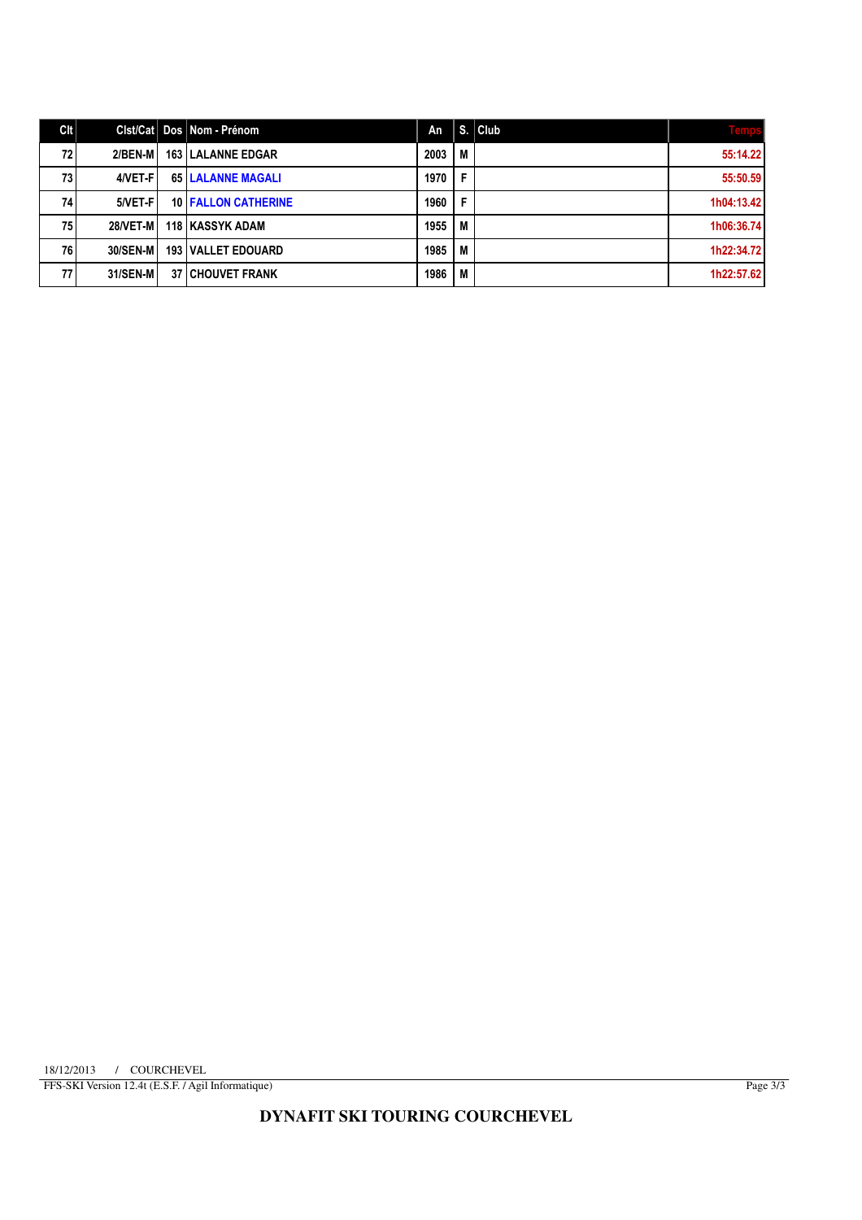| Clt | Clst/Cat | Dos | Nom - Prénom | An | S. | Club | Temps |
|---|---|---|---|---|---|---|---|
| 72 | 2/BEN-M | 163 | LALANNE EDGAR | 2003 | M | | 55:14.22 |
| 73 | 4/VET-F | 65 | LALANNE MAGALI | 1970 | F | | 55:50.59 |
| 74 | 5/VET-F | 10 | FALLON CATHERINE | 1960 | F | | 1h04:13.42 |
| 75 | 28/VET-M | 118 | KASSYK ADAM | 1955 | M | | 1h06:36.74 |
| 76 | 30/SEN-M | 193 | VALLET EDOUARD | 1985 | M | | 1h22:34.72 |
| 77 | 31/SEN-M | 37 | CHOUVET FRANK | 1986 | M | | 1h22:57.62 |

18/12/2013 / COURCHEVEL

FFS-SKI Version 12.4t (E.S.F. / Agil Informatique)

**DYNAFIT SKI TOURING COURCHEVEL**